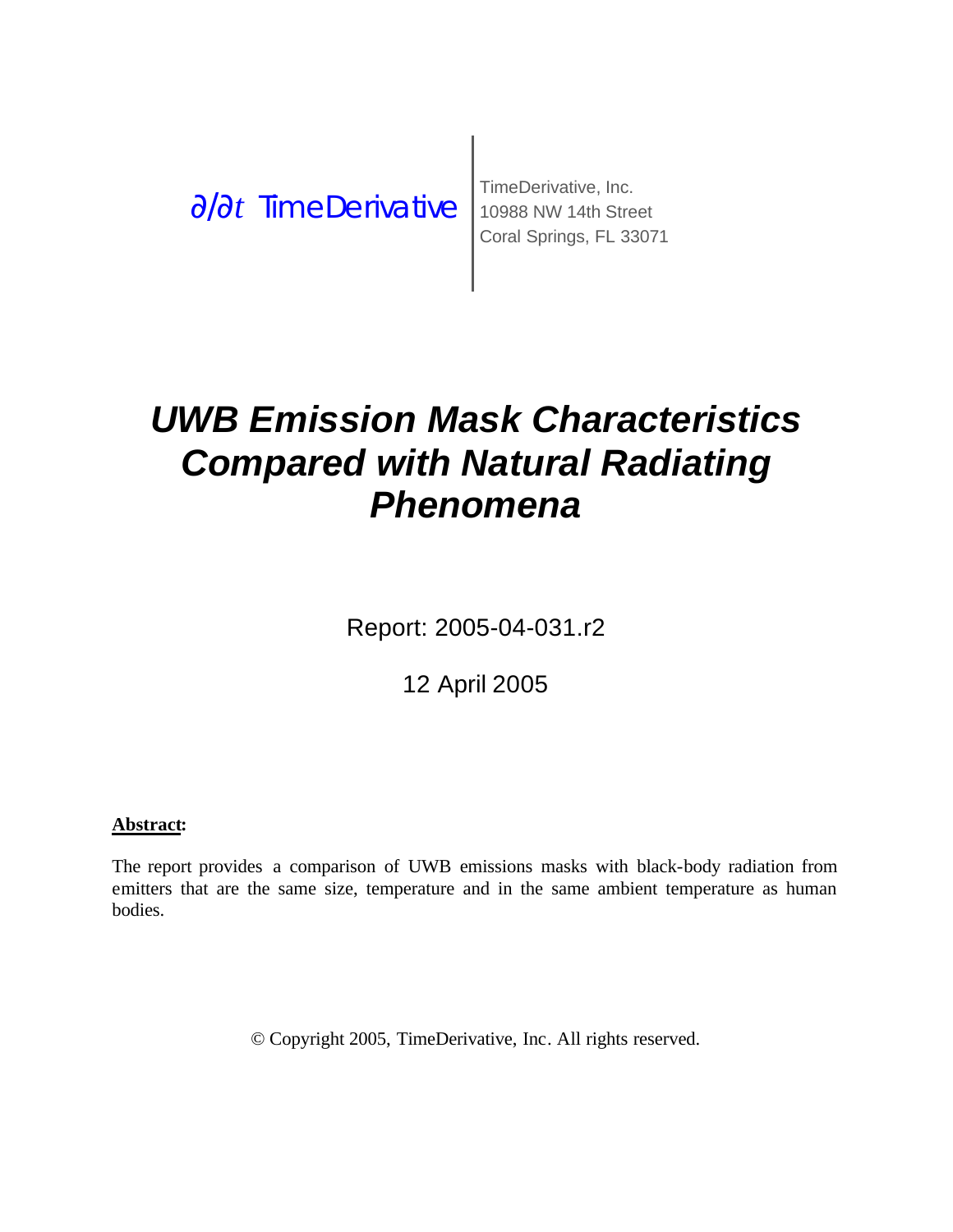$\partial/\partial t$ TimeDerivative

TimeDerivative, Inc.
10988 NW 14th Street
Coral Springs, FL 33071

# *UWB Emission Mask Characteristics Compared with Natural Radiating Phenomena*

Report: 2005-04-031.r2

12 April 2005

**Abstract:**

The report provides a comparison of UWB emissions masks with black-body radiation from emitters that are the same size, temperature and in the same ambient temperature as human bodies.

© Copyright 2005, TimeDerivative, Inc. All rights reserved.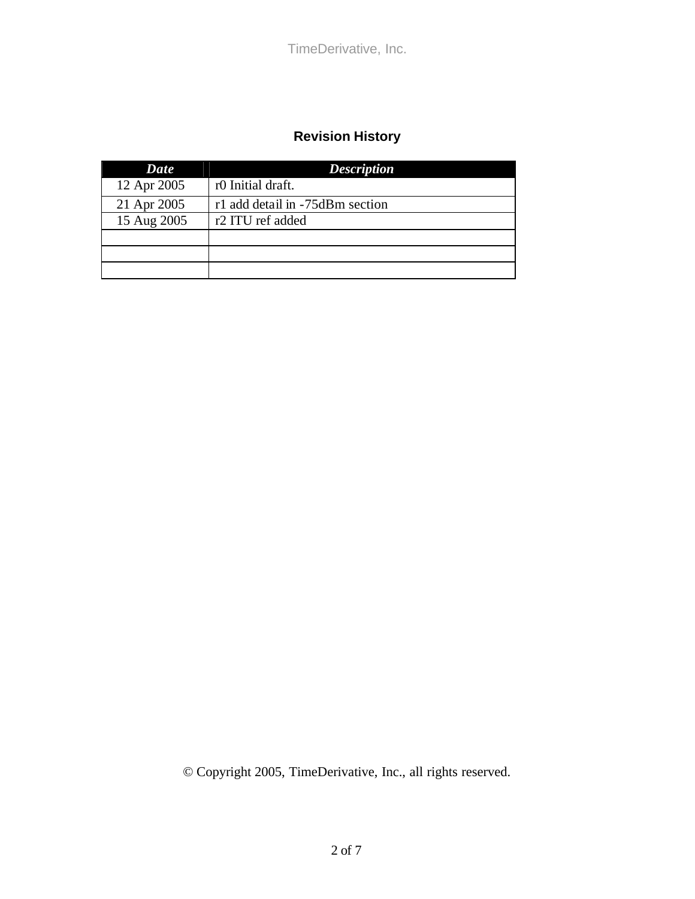## Revision History

| *Date* | *Description* |
|---|---|
| 12 Apr 2005 | r0 Initial draft. |
| 21 Apr 2005 | r1 add detail in -75dBm section |
| 15 Aug 2005 | r2 ITU ref added |
| | |
| | |
| | |

© Copyright 2005, TimeDerivative, Inc., all rights reserved.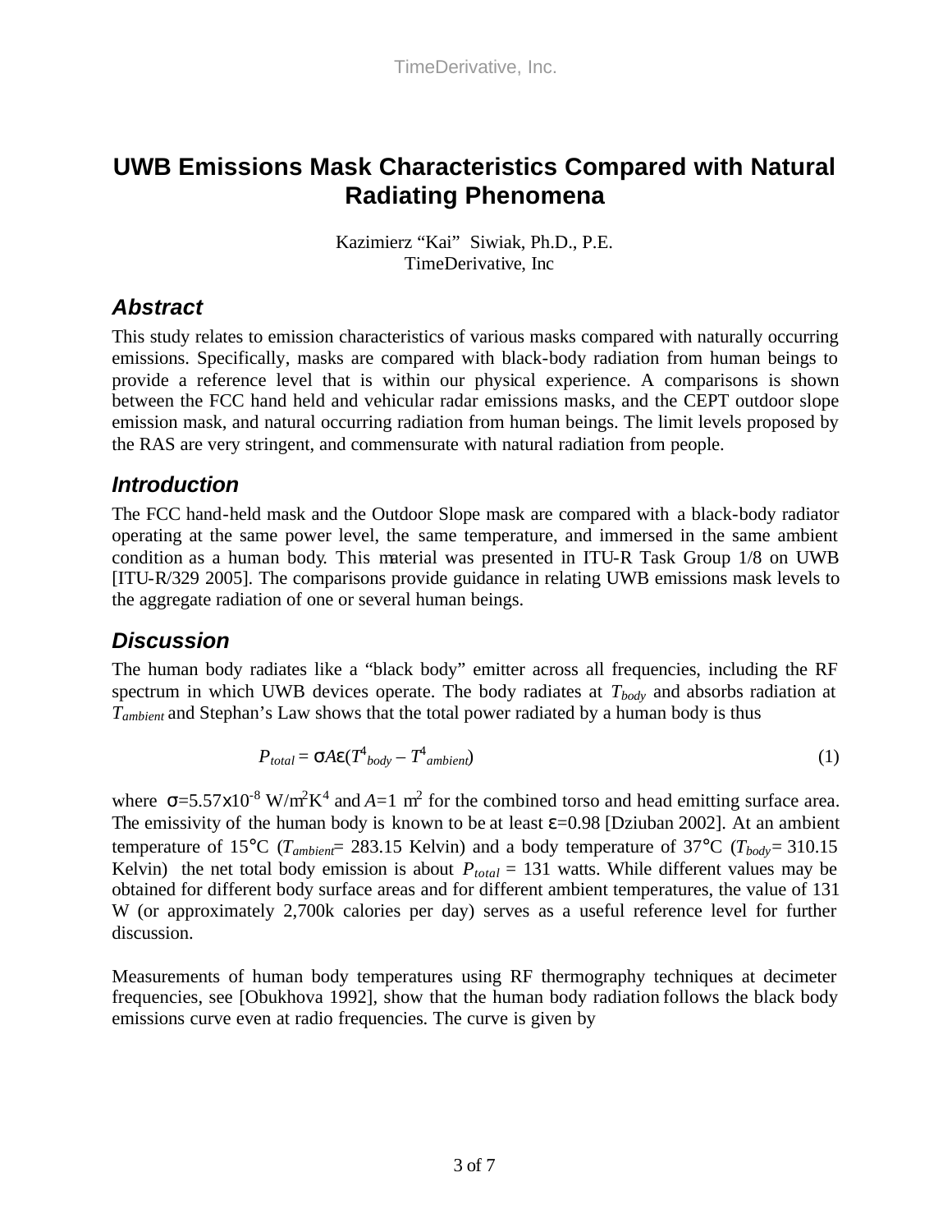# UWB Emissions Mask Characteristics Compared with Natural Radiating Phenomena

Kazimierz "Kai" Siwiak, Ph.D., P.E.
TimeDerivative, Inc

## Abstract

This study relates to emission characteristics of various masks compared with naturally occurring emissions. Specifically, masks are compared with black-body radiation from human beings to provide a reference level that is within our physical experience. A comparisons is shown between the FCC hand held and vehicular radar emissions masks, and the CEPT outdoor slope emission mask, and natural occurring radiation from human beings. The limit levels proposed by the RAS are very stringent, and commensurate with natural radiation from people.

## Introduction

The FCC hand-held mask and the Outdoor Slope mask are compared with a black-body radiator operating at the same power level, the same temperature, and immersed in the same ambient condition as a human body. This material was presented in ITU-R Task Group 1/8 on UWB [ITU-R/329 2005]. The comparisons provide guidance in relating UWB emissions mask levels to the aggregate radiation of one or several human beings.

## Discussion

The human body radiates like a "black body" emitter across all frequencies, including the RF spectrum in which UWB devices operate. The body radiates at $T_{body}$ and absorbs radiation at $T_{ambient}$ and Stephan's Law shows that the total power radiated by a human body is thus

$$P_{total} = \sigma A \varepsilon (T^4_{body} - T^4_{ambient}) \qquad (1)$$

where $\sigma$=5.57x10$^{-8}$ W/m$^2$K$^4$ and $A$=1 m$^2$ for the combined torso and head emitting surface area. The emissivity of the human body is known to be at least $\varepsilon$=0.98 [Dziuban 2002]. At an ambient temperature of 15°C ($T_{ambient}$= 283.15 Kelvin) and a body temperature of 37°C ($T_{body}$= 310.15 Kelvin) the net total body emission is about $P_{total}$ = 131 watts. While different values may be obtained for different body surface areas and for different ambient temperatures, the value of 131 W (or approximately 2,700k calories per day) serves as a useful reference level for further discussion.

Measurements of human body temperatures using RF thermography techniques at decimeter frequencies, see [Obukhova 1992], show that the human body radiation follows the black body emissions curve even at radio frequencies. The curve is given by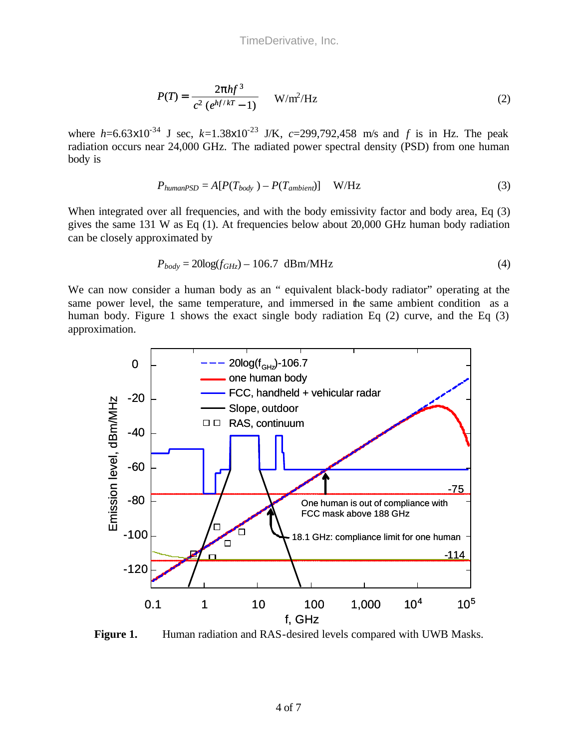$$P(T) = \frac{2\pi h f^3}{c^2 \left(e^{hf/kT} - 1\right)} \quad \text{W/m}^2\text{/Hz} \tag{2}$$

where $h$=6.63x10$^{-34}$ J sec, $k$=1.38x10$^{-23}$ J/K, $c$=299,792,458 m/s and $f$ is in Hz. The peak radiation occurs near 24,000 GHz. The radiated power spectral density (PSD) from one human body is

$$P_{humanPSD} = A[P(T_{body}) - P(T_{ambient})] \quad \text{W/Hz} \tag{3}$$

When integrated over all frequencies, and with the body emissivity factor and body area, Eq (3) gives the same 131 W as Eq (1). At frequencies below about 20,000 GHz human body radiation can be closely approximated by

$$P_{body} = 20\log(f_{GHz}) - 106.7 \ \text{dBm/MHz} \tag{4}$$

We can now consider a human body as an " equivalent black-body radiator" operating at the same power level, the same temperature, and immersed in the same ambient condition as a human body. Figure 1 shows the exact single body radiation Eq (2) curve, and the Eq (3) approximation.

**Figure 1.** Human radiation and RAS-desired levels compared with UWB Masks.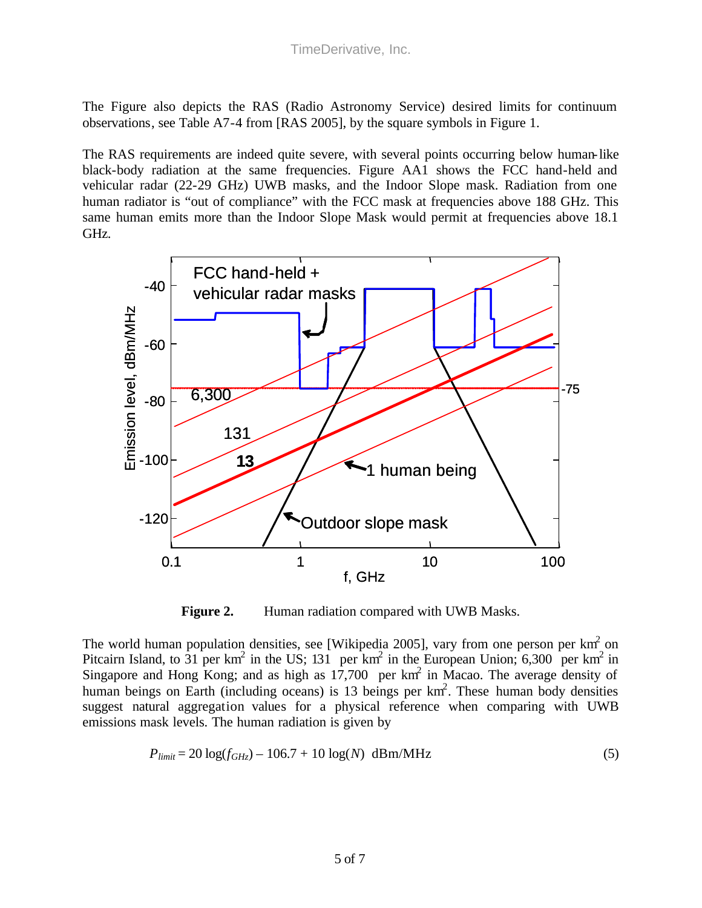The Figure also depicts the RAS (Radio Astronomy Service) desired limits for continuum observations, see Table A7-4 from [RAS 2005], by the square symbols in Figure 1.

The RAS requirements are indeed quite severe, with several points occurring below human-like black-body radiation at the same frequencies. Figure AA1 shows the FCC hand-held and vehicular radar (22-29 GHz) UWB masks, and the Indoor Slope mask. Radiation from one human radiator is "out of compliance" with the FCC mask at frequencies above 188 GHz. This same human emits more than the Indoor Slope Mask would permit at frequencies above 18.1 GHz.

**Figure 2.** Human radiation compared with UWB Masks.

The world human population densities, see [Wikipedia 2005], vary from one person per km$^2$ on Pitcairn Island, to 31 per km$^2$ in the US; 131 per km$^2$ in the European Union; 6,300 per km$^2$ in Singapore and Hong Kong; and as high as 17,700 per km$^2$ in Macao. The average density of human beings on Earth (including oceans) is 13 beings per km$^2$. These human body densities suggest natural aggregation values for a physical reference when comparing with UWB emissions mask levels. The human radiation is given by

$$P_{limit} = 20 \log(f_{GHz}) - 106.7 + 10 \log(N) \text{ dBm/MHz} \tag{5}$$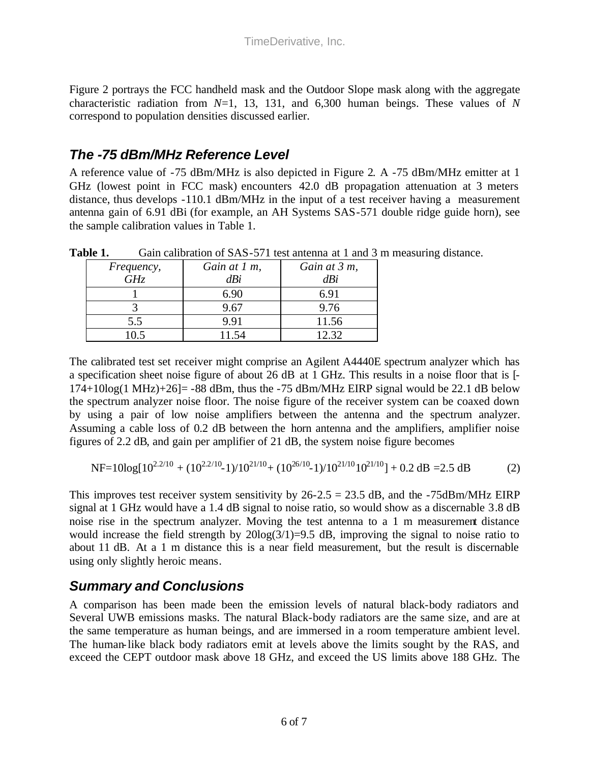Figure 2 portrays the FCC handheld mask and the Outdoor Slope mask along with the aggregate characteristic radiation from $N$=1, 13, 131, and 6,300 human beings. These values of $N$ correspond to population densities discussed earlier.

## *The -75 dBm/MHz Reference Level*

A reference value of -75 dBm/MHz is also depicted in Figure 2. A -75 dBm/MHz emitter at 1 GHz (lowest point in FCC mask) encounters 42.0 dB propagation attenuation at 3 meters distance, thus develops -110.1 dBm/MHz in the input of a test receiver having a measurement antenna gain of 6.91 dBi (for example, an AH Systems SAS-571 double ridge guide horn), see the sample calibration values in Table 1.

**Table 1.** Gain calibration of SAS-571 test antenna at 1 and 3 m measuring distance.

| *Frequency, GHz* | *Gain at 1 m, dBi* | *Gain at 3 m, dBi* |
|---|---|---|
| 1 | 6.90 | 6.91 |
| 3 | 9.67 | 9.76 |
| 5.5 | 9.91 | 11.56 |
| 10.5 | 11.54 | 12.32 |

The calibrated test set receiver might comprise an Agilent A4440E spectrum analyzer which has a specification sheet noise figure of about 26 dB at 1 GHz. This results in a noise floor that is [-174+10log(1 MHz)+26]= -88 dBm, thus the -75 dBm/MHz EIRP signal would be 22.1 dB below the spectrum analyzer noise floor. The noise figure of the receiver system can be coaxed down by using a pair of low noise amplifiers between the antenna and the spectrum analyzer. Assuming a cable loss of 0.2 dB between the horn antenna and the amplifiers, amplifier noise figures of 2.2 dB, and gain per amplifier of 21 dB, the system noise figure becomes

$$\mathrm{NF}=10\log[10^{2.2/10} + (10^{2.2/10}-1)/10^{21/10} + (10^{26/10}-1)/10^{21/10}10^{21/10}] + 0.2\ \mathrm{dB} = 2.5\ \mathrm{dB} \qquad (2)$$

This improves test receiver system sensitivity by 26-2.5 = 23.5 dB, and the -75dBm/MHz EIRP signal at 1 GHz would have a 1.4 dB signal to noise ratio, so would show as a discernable 3.8 dB noise rise in the spectrum analyzer. Moving the test antenna to a 1 m measurement distance would increase the field strength by 20log(3/1)=9.5 dB, improving the signal to noise ratio to about 11 dB. At a 1 m distance this is a near field measurement, but the result is discernable using only slightly heroic means.

## *Summary and Conclusions*

A comparison has been made been the emission levels of natural black-body radiators and Several UWB emissions masks. The natural Black-body radiators are the same size, and are at the same temperature as human beings, and are immersed in a room temperature ambient level. The human-like black body radiators emit at levels above the limits sought by the RAS, and exceed the CEPT outdoor mask above 18 GHz, and exceed the US limits above 188 GHz. The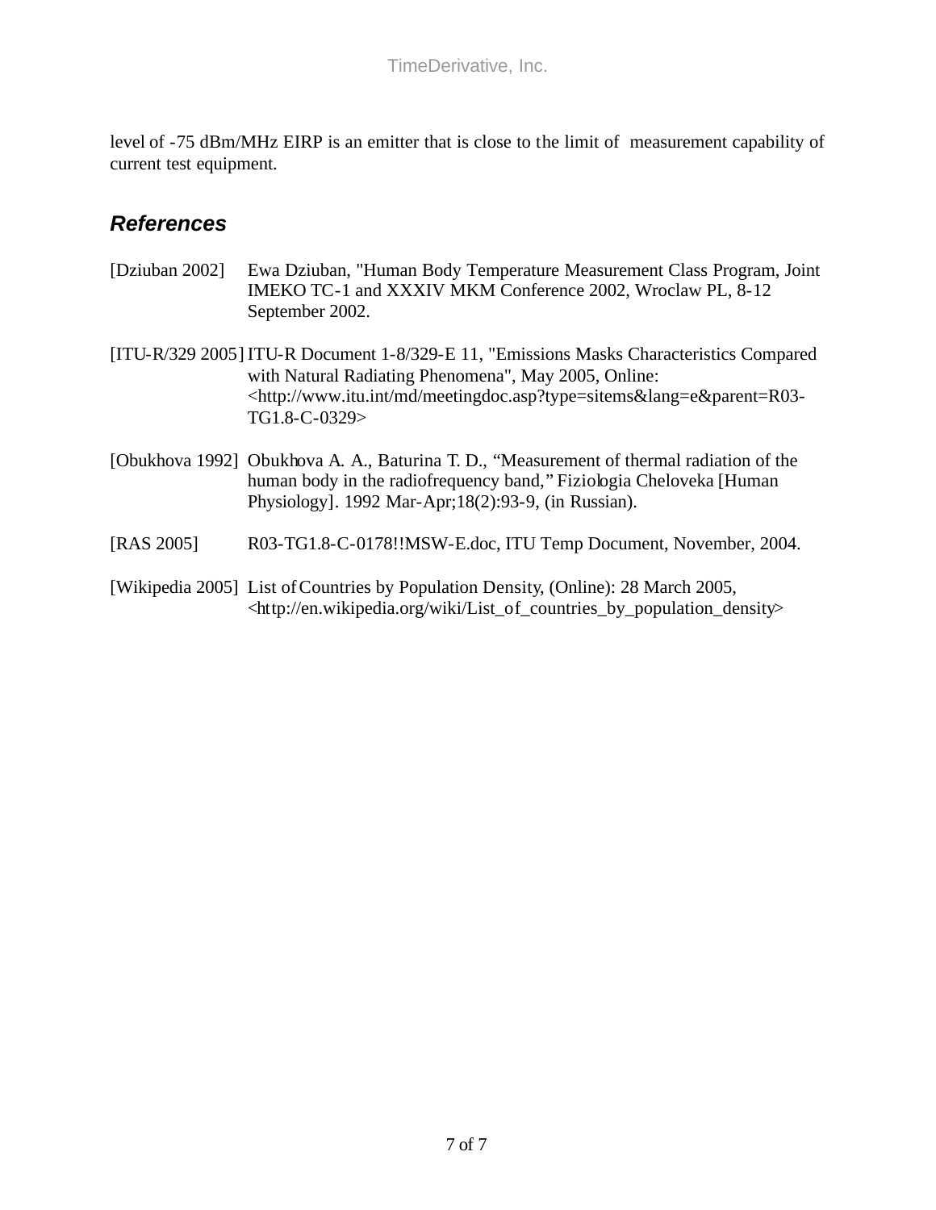level of -75 dBm/MHz EIRP is an emitter that is close to the limit of measurement capability of current test equipment.

## References

[Dziuban 2002] Ewa Dziuban, "Human Body Temperature Measurement Class Program, Joint IMEKO TC-1 and XXXIV MKM Conference 2002, Wroclaw PL, 8-12 September 2002.

[ITU-R/329 2005] ITU-R Document 1-8/329-E 11, "Emissions Masks Characteristics Compared with Natural Radiating Phenomena", May 2005, Online: <http://www.itu.int/md/meetingdoc.asp?type=sitems&lang=e&parent=R03-TG1.8-C-0329>

[Obukhova 1992] Obukhova A. A., Baturina T. D., “Measurement of thermal radiation of the human body in the radiofrequency band,” Fiziologia Cheloveka [Human Physiology]. 1992 Mar-Apr;18(2):93-9, (in Russian).

[RAS 2005] R03-TG1.8-C-0178!!MSW-E.doc, ITU Temp Document, November, 2004.

[Wikipedia 2005] List of Countries by Population Density, (Online): 28 March 2005, <http://en.wikipedia.org/wiki/List_of_countries_by_population_density>